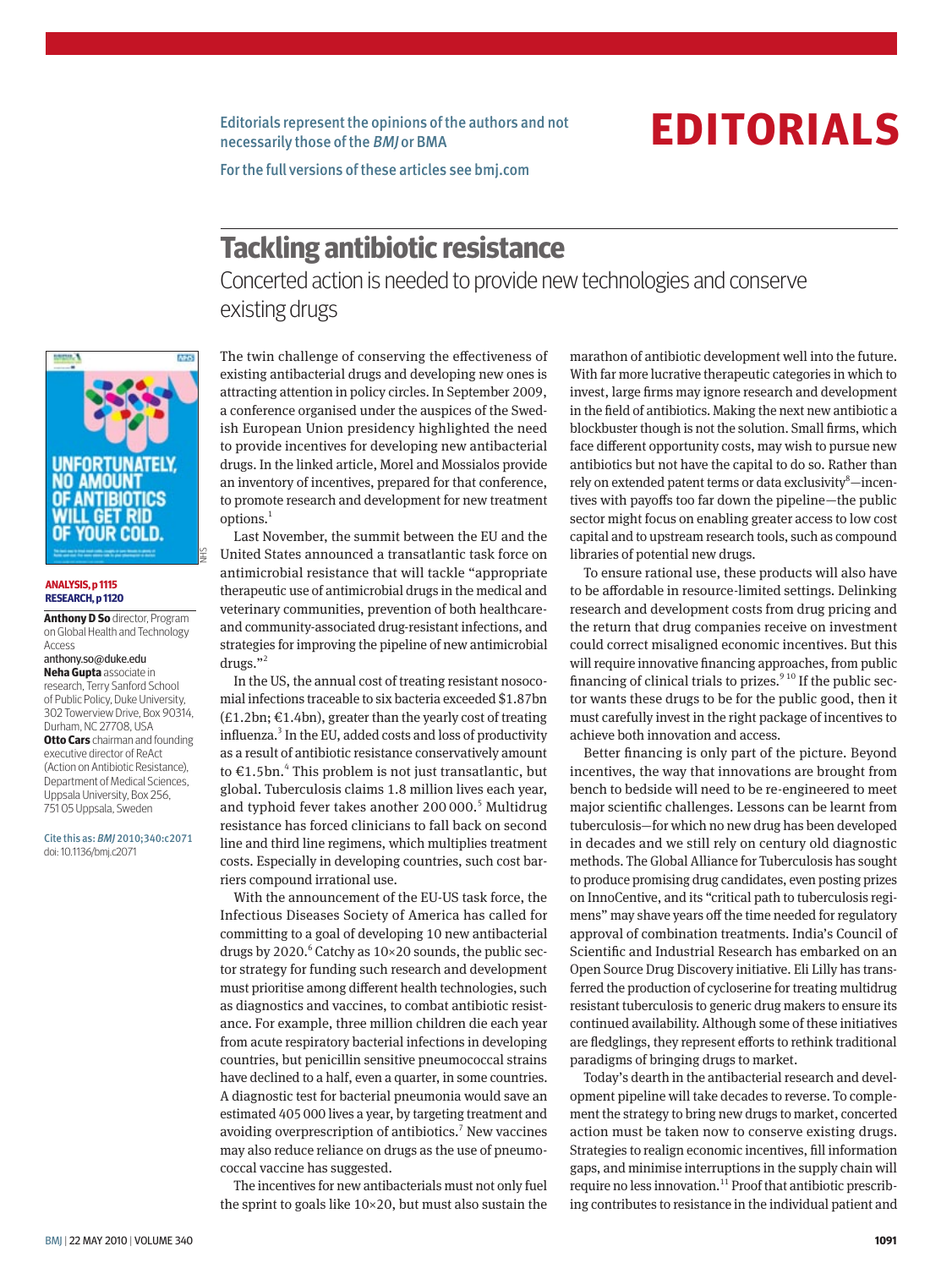Editorials represent the opinions of the authors and not necessarily those of the *BMJ* or BMA

For the full versions of these articles see bmj.com

# EDITORIALS

## Tackling antibiotic resistance

Concerted action is needed to provide new technologies and conserve existing drugs

ANALYSIS, p 1115
RESEARCH, p 1120

**Anthony D So** director, Program on Global Health and Technology Access
anthony.so@duke.edu
**Neha Gupta** associate in research, Terry Sanford School of Public Policy, Duke University, 302 Towerview Drive, Box 90314, Durham, NC 27708, USA
**Otto Cars** chairman and founding executive director of ReAct (Action on Antibiotic Resistance), Department of Medical Sciences, Uppsala University, Box 256, 751 05 Uppsala, Sweden

Cite this as: *BMJ* 2010;340:c2071
doi: 10.1136/bmj.c2071

The twin challenge of conserving the effectiveness of existing antibacterial drugs and developing new ones is attracting attention in policy circles. In September 2009, a conference organised under the auspices of the Swedish European Union presidency highlighted the need to provide incentives for developing new antibacterial drugs. In the linked article, Morel and Mossialos provide an inventory of incentives, prepared for that conference, to promote research and development for new treatment options.[1]

Last November, the summit between the EU and the United States announced a transatlantic task force on antimicrobial resistance that will tackle "appropriate therapeutic use of antimicrobial drugs in the medical and veterinary communities, prevention of both healthcare- and community-associated drug-resistant infections, and strategies for improving the pipeline of new antimicrobial drugs."[2]

In the US, the annual cost of treating resistant nosocomial infections traceable to six bacteria exceeded \$1.87bn (£1.2bn; €1.4bn), greater than the yearly cost of treating influenza.[3] In the EU, added costs and loss of productivity as a result of antibiotic resistance conservatively amount to €1.5bn.[4] This problem is not just transatlantic, but global. Tuberculosis claims 1.8 million lives each year, and typhoid fever takes another 200 000.[5] Multidrug resistance has forced clinicians to fall back on second line and third line regimens, which multiplies treatment costs. Especially in developing countries, such cost barriers compound irrational use.

With the announcement of the EU-US task force, the Infectious Diseases Society of America has called for committing to a goal of developing 10 new antibacterial drugs by 2020.[6] Catchy as 10×20 sounds, the public sector strategy for funding such research and development must prioritise among different health technologies, such as diagnostics and vaccines, to combat antibiotic resistance. For example, three million children die each year from acute respiratory bacterial infections in developing countries, but penicillin sensitive pneumococcal strains have declined to a half, even a quarter, in some countries. A diagnostic test for bacterial pneumonia would save an estimated 405 000 lives a year, by targeting treatment and avoiding overprescription of antibiotics.[7] New vaccines may also reduce reliance on drugs as the use of pneumococcal vaccine has suggested.

The incentives for new antibacterials must not only fuel the sprint to goals like 10×20, but must also sustain the marathon of antibiotic development well into the future. With far more lucrative therapeutic categories in which to invest, large firms may ignore research and development in the field of antibiotics. Making the next new antibiotic a blockbuster though is not the solution. Small firms, which face different opportunity costs, may wish to pursue new antibiotics but not have the capital to do so. Rather than rely on extended patent terms or data exclusivity[8]—incentives with payoffs too far down the pipeline—the public sector might focus on enabling greater access to low cost capital and to upstream research tools, such as compound libraries of potential new drugs.

To ensure rational use, these products will also have to be affordable in resource-limited settings. Delinking research and development costs from drug pricing and the return that drug companies receive on investment could correct misaligned economic incentives. But this will require innovative financing approaches, from public financing of clinical trials to prizes.[9,10] If the public sector wants these drugs to be for the public good, then it must carefully invest in the right package of incentives to achieve both innovation and access.

Better financing is only part of the picture. Beyond incentives, the way that innovations are brought from bench to bedside will need to be re-engineered to meet major scientific challenges. Lessons can be learnt from tuberculosis—for which no new drug has been developed in decades and we still rely on century old diagnostic methods. The Global Alliance for Tuberculosis has sought to produce promising drug candidates, even posting prizes on InnoCentive, and its "critical path to tuberculosis regimens" may shave years off the time needed for regulatory approval of combination treatments. India's Council of Scientific and Industrial Research has embarked on an Open Source Drug Discovery initiative. Eli Lilly has transferred the production of cycloserine for treating multidrug resistant tuberculosis to generic drug makers to ensure its continued availability. Although some of these initiatives are fledglings, they represent efforts to rethink traditional paradigms of bringing drugs to market.

Today's dearth in the antibacterial research and development pipeline will take decades to reverse. To complement the strategy to bring new drugs to market, concerted action must be taken now to conserve existing drugs. Strategies to realign economic incentives, fill information gaps, and minimise interruptions in the supply chain will require no less innovation.[11] Proof that antibiotic prescribing contributes to resistance in the individual patient and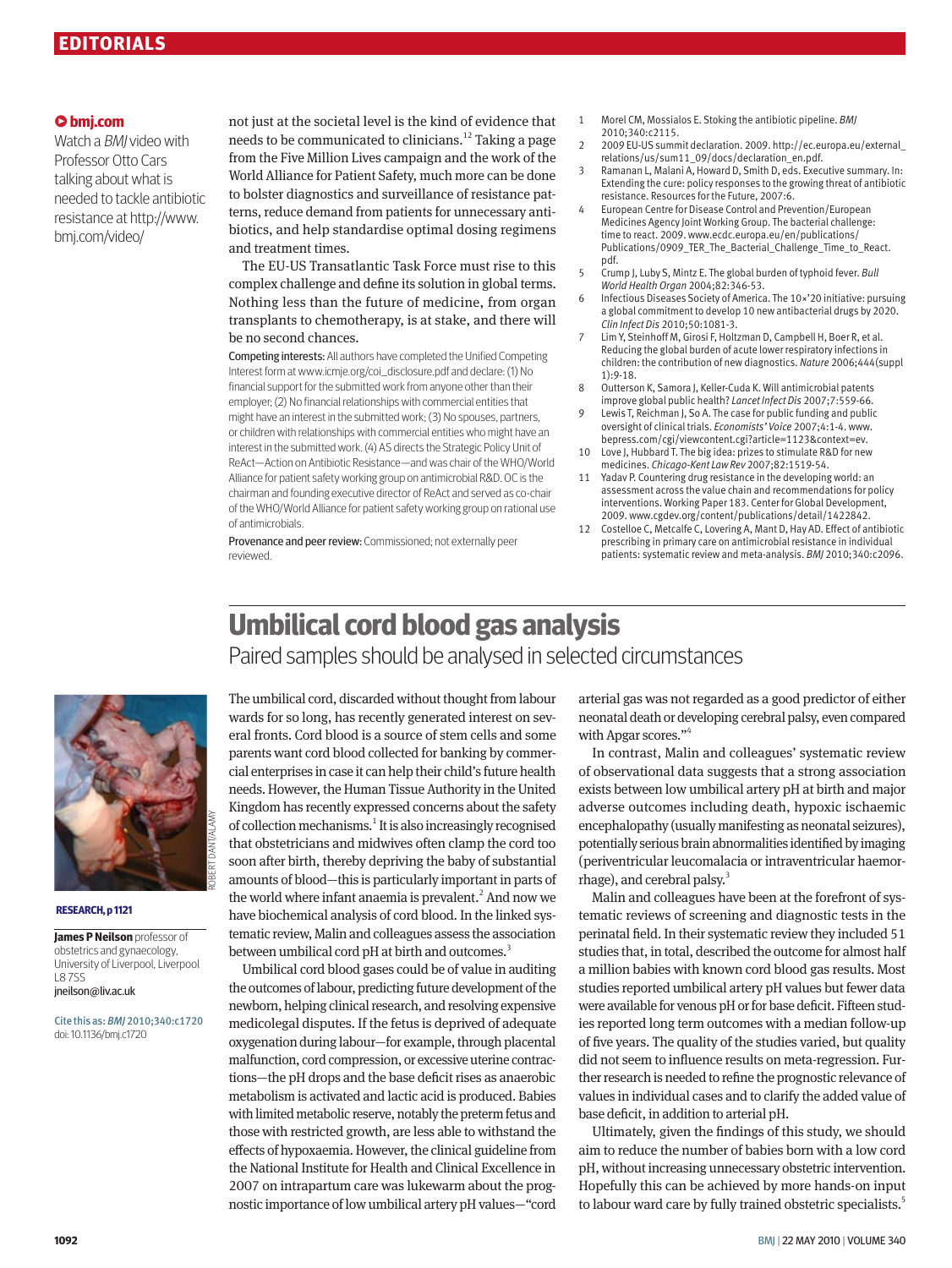**bmj.com**
Watch a *BMJ* video with Professor Otto Cars talking about what is needed to tackle antibiotic resistance at http://www.bmj.com/video/

not just at the societal level is the kind of evidence that needs to be communicated to clinicians.[12] Taking a page from the Five Million Lives campaign and the work of the World Alliance for Patient Safety, much more can be done to bolster diagnostics and surveillance of resistance patterns, reduce demand from patients for unnecessary antibiotics, and help standardise optimal dosing regimens and treatment times.

The EU-US Transatlantic Task Force must rise to this complex challenge and define its solution in global terms. Nothing less than the future of medicine, from organ transplants to chemotherapy, is at stake, and there will be no second chances.

Competing interests: All authors have completed the Unified Competing Interest form at www.icmje.org/coi_disclosure.pdf and declare: (1) No financial support for the submitted work from anyone other than their employer; (2) No financial relationships with commercial entities that might have an interest in the submitted work; (3) No spouses, partners, or children with relationships with commercial entities who might have an interest in the submitted work. (4) AS directs the Strategic Policy Unit of ReAct—Action on Antibiotic Resistance—and was chair of the WHO/World Alliance for patient safety working group on antimicrobial R&D. OC is the chairman and founding executive director of ReAct and served as co-chair of the WHO/World Alliance for patient safety working group on rational use of antimicrobials.

Provenance and peer review: Commissioned; not externally peer reviewed.

1. Morel CM, Mossialos E. Stoking the antibiotic pipeline. *BMJ* 2010;340:c2115.
2. 2009 EU-US summit declaration. 2009. http://ec.europa.eu/external_relations/us/sum11_09/docs/declaration_en.pdf.
3. Ramanan L, Malani A, Howard D, Smith D, eds. Executive summary. In: Extending the cure: policy responses to the growing threat of antibiotic resistance. Resources for the Future, 2007:6.
4. European Centre for Disease Control and Prevention/European Medicines Agency Joint Working Group. The bacterial challenge: time to react. 2009. www.ecdc.europa.eu/en/publications/Publications/0909_TER_The_Bacterial_Challenge_Time_to_React.pdf.
5. Crump J, Luby S, Mintz E. The global burden of typhoid fever. *Bull World Health Organ* 2004;82:346-53.
6. Infectious Diseases Society of America. The 10×'20 initiative: pursuing a global commitment to develop 10 new antibacterial drugs by 2020. *Clin Infect Dis* 2010;50:1081-3.
7. Lim Y, Steinhoff M, Girosi F, Holtzman D, Campbell H, Boer R, et al. Reducing the global burden of acute lower respiratory infections in children: the contribution of new diagnostics. *Nature* 2006;444(suppl 1):9-18.
8. Outterson K, Samora J, Keller-Cuda K. Will antimicrobial patents improve global public health? *Lancet Infect Dis* 2007;7:559-66.
9. Lewis T, Reichman J, So A. The case for public funding and public oversight of clinical trials. *Economists' Voice* 2007;4:1-4. www.bepress.com/cgi/viewcontent.cgi?article=1123&context=ev.
10. Love J, Hubbard T. The big idea: prizes to stimulate R&D for new medicines. *Chicago-Kent Law Rev* 2007;82:1519-54.
11. Yadav P. Countering drug resistance in the developing world: an assessment across the value chain and recommendations for policy interventions. Working Paper 183. Center for Global Development, 2009. www.cgdev.org/content/publications/detail/1422842.
12. Costelloe C, Metcalfe C, Lovering A, Mant D, Hay AD. Effect of antibiotic prescribing in primary care on antimicrobial resistance in individual patients: systematic review and meta-analysis. *BMJ* 2010;340:c2096.

# Umbilical cord blood gas analysis

## Paired samples should be analysed in selected circumstances

ROBERT DANT/ALAMY

**RESEARCH, p 1121**

**James P Neilson** professor of obstetrics and gynaecology, University of Liverpool, Liverpool L8 7SS
jneilson@liv.ac.uk

Cite this as: *BMJ* 2010;340:c1720
doi: 10.1136/bmj.c1720

The umbilical cord, discarded without thought from labour wards for so long, has recently generated interest on several fronts. Cord blood is a source of stem cells and some parents want cord blood collected for banking by commercial enterprises in case it can help their child's future health needs. However, the Human Tissue Authority in the United Kingdom has recently expressed concerns about the safety of collection mechanisms.[1] It is also increasingly recognised that obstetricians and midwives often clamp the cord too soon after birth, thereby depriving the baby of substantial amounts of blood—this is particularly important in parts of the world where infant anaemia is prevalent.[2] And now we have biochemical analysis of cord blood. In the linked systematic review, Malin and colleagues assess the association between umbilical cord pH at birth and outcomes.[3]

Umbilical cord blood gases could be of value in auditing the outcomes of labour, predicting future development of the newborn, helping clinical research, and resolving expensive medicolegal disputes. If the fetus is deprived of adequate oxygenation during labour—for example, through placental malfunction, cord compression, or excessive uterine contractions—the pH drops and the base deficit rises as anaerobic metabolism is activated and lactic acid is produced. Babies with limited metabolic reserve, notably the preterm fetus and those with restricted growth, are less able to withstand the effects of hypoxaemia. However, the clinical guideline from the National Institute for Health and Clinical Excellence in 2007 on intrapartum care was lukewarm about the prognostic importance of low umbilical artery pH values—"cord arterial gas was not regarded as a good predictor of either neonatal death or developing cerebral palsy, even compared with Apgar scores."[4]

In contrast, Malin and colleagues' systematic review of observational data suggests that a strong association exists between low umbilical artery pH at birth and major adverse outcomes including death, hypoxic ischaemic encephalopathy (usually manifesting as neonatal seizures), potentially serious brain abnormalities identified by imaging (periventricular leucomalacia or intraventricular haemorrhage), and cerebral palsy.[3]

Malin and colleagues have been at the forefront of systematic reviews of screening and diagnostic tests in the perinatal field. In their systematic review they included 51 studies that, in total, described the outcome for almost half a million babies with known cord blood gas results. Most studies reported umbilical artery pH values but fewer data were available for venous pH or for base deficit. Fifteen studies reported long term outcomes with a median follow-up of five years. The quality of the studies varied, but quality did not seem to influence results on meta-regression. Further research is needed to refine the prognostic relevance of values in individual cases and to clarify the added value of base deficit, in addition to arterial pH.

Ultimately, given the findings of this study, we should aim to reduce the number of babies born with a low cord pH, without increasing unnecessary obstetric intervention. Hopefully this can be achieved by more hands-on input to labour ward care by fully trained obstetric specialists.[5]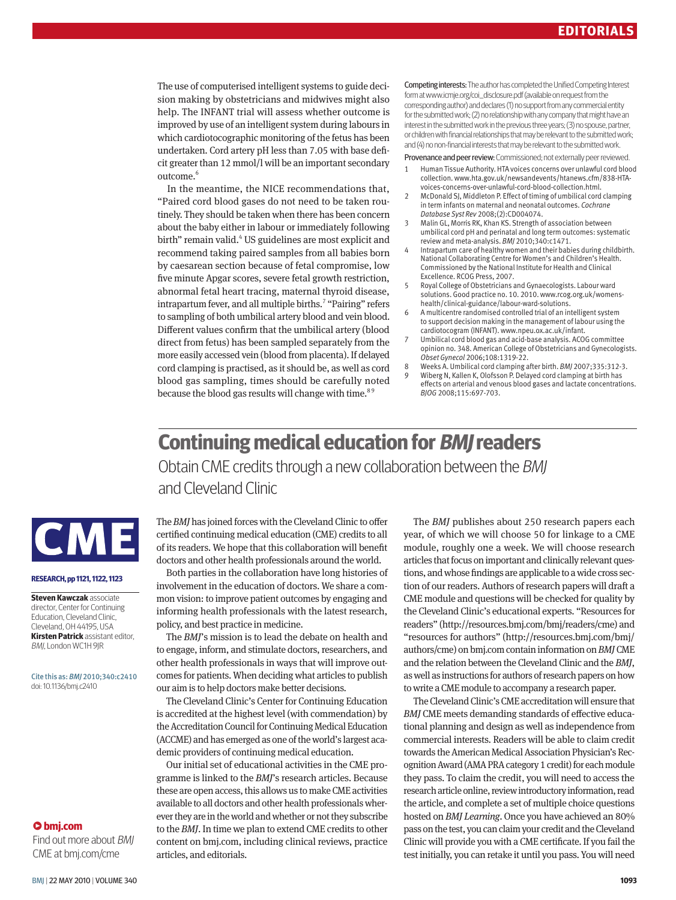The use of computerised intelligent systems to guide decision making by obstetricians and midwives might also help. The INFANT trial will assess whether outcome is improved by use of an intelligent system during labours in which cardiotocographic monitoring of the fetus has been undertaken. Cord artery pH less than 7.05 with base deficit greater than 12 mmol/l will be an important secondary outcome.[6]

In the meantime, the NICE recommendations that, "Paired cord blood gases do not need to be taken routinely. They should be taken when there has been concern about the baby either in labour or immediately following birth" remain valid.[4] US guidelines are most explicit and recommend taking paired samples from all babies born by caesarean section because of fetal compromise, low five minute Apgar scores, severe fetal growth restriction, abnormal fetal heart tracing, maternal thyroid disease, intrapartum fever, and all multiple births.[7] "Pairing" refers to sampling of both umbilical artery blood and vein blood. Different values confirm that the umbilical artery (blood direct from fetus) has been sampled separately from the more easily accessed vein (blood from placenta). If delayed cord clamping is practised, as it should be, as well as cord blood gas sampling, times should be carefully noted because the blood gas results will change with time.[8,9]

**Competing interests:** The author has completed the Unified Competing Interest form at www.icmje.org/coi_disclosure.pdf (available on request from the corresponding author) and declares (1) no support from any commercial entity for the submitted work; (2) no relationship with any company that might have an interest in the submitted work in the previous three years; (3) no spouse, partner, or children with financial relationships that may be relevant to the submitted work; and (4) no non-financial interests that may be relevant to the submitted work.

**Provenance and peer review:** Commissioned; not externally peer reviewed.

1. Human Tissue Authority. HTA voices concerns over unlawful cord blood collection. www.hta.gov.uk/newsandevents/htanews.cfm/838-HTA-voices-concerns-over-unlawful-cord-blood-collection.html.
2. McDonald SJ, Middleton P. Effect of timing of umbilical cord clamping in term infants on maternal and neonatal outcomes. *Cochrane Database Syst Rev* 2008;(2):CD004074.
3. Malin GL, Morris RK, Khan KS. Strength of association between umbilical cord pH and perinatal and long term outcomes: systematic review and meta-analysis. *BMJ* 2010;340:c1471.
4. Intrapartum care of healthy women and their babies during childbirth. National Collaborating Centre for Women's and Children's Health. Commissioned by the National Institute for Health and Clinical Excellence. RCOG Press, 2007.
5. Royal College of Obstetricians and Gynaecologists. Labour ward solutions. Good practice no. 10. 2010. www.rcog.org.uk/womens-health/clinical-guidance/labour-ward-solutions.
6. A multicentre randomised controlled trial of an intelligent system to support decision making in the management of labour using the cardiotocogram (INFANT). www.npeu.ox.ac.uk/infant.
7. Umbilical cord blood gas and acid-base analysis. ACOG committee opinion no. 348. American College of Obstetricians and Gynecologists. *Obset Gynecol* 2006;108:1319-22.
8. Weeks A. Umbilical cord clamping after birth. *BMJ* 2007;335:312-3.
9. Wiberg N, Kallen K, Olofsson P. Delayed cord clamping at birth has effects on arterial and venous blood gases and lactate concentrations. *BJOG* 2008;115:697-703.

# Continuing medical education for *BMJ* readers

## Obtain CME credits through a new collaboration between the *BMJ* and Cleveland Clinic

**CME**

**RESEARCH, pp 1121, 1122, 1123**

**Steven Kawczak** associate director, Center for Continuing Education, Cleveland Clinic, Cleveland, OH 44195, USA
**Kirsten Patrick** assistant editor, *BMJ*, London WC1H 9JR

Cite this as: *BMJ* 2010;340:c2410
doi: 10.1136/bmj.c2410

**bmj.com**
Find out more about *BMJ* CME at bmj.com/cme

The *BMJ* has joined forces with the Cleveland Clinic to offer certified continuing medical education (CME) credits to all of its readers. We hope that this collaboration will benefit doctors and other health professionals around the world.

Both parties in the collaboration have long histories of involvement in the education of doctors. We share a common vision: to improve patient outcomes by engaging and informing health professionals with the latest research, policy, and best practice in medicine.

The *BMJ*'s mission is to lead the debate on health and to engage, inform, and stimulate doctors, researchers, and other health professionals in ways that will improve outcomes for patients. When deciding what articles to publish our aim is to help doctors make better decisions.

The Cleveland Clinic's Center for Continuing Education is accredited at the highest level (with commendation) by the Accreditation Council for Continuing Medical Education (ACCME) and has emerged as one of the world's largest academic providers of continuing medical education.

Our initial set of educational activities in the CME programme is linked to the *BMJ*'s research articles. Because these are open access, this allows us to make CME activities available to all doctors and other health professionals wherever they are in the world and whether or not they subscribe to the *BMJ*. In time we plan to extend CME credits to other content on bmj.com, including clinical reviews, practice articles, and editorials.

The *BMJ* publishes about 250 research papers each year, of which we will choose 50 for linkage to a CME module, roughly one a week. We will choose research articles that focus on important and clinically relevant questions, and whose findings are applicable to a wide cross section of our readers. Authors of research papers will draft a CME module and questions will be checked for quality by the Cleveland Clinic's educational experts. "Resources for readers" (http://resources.bmj.com/bmj/readers/cme) and "resources for authors" (http://resources.bmj.com/bmj/authors/cme) on bmj.com contain information on *BMJ* CME and the relation between the Cleveland Clinic and the *BMJ*, as well as instructions for authors of research papers on how to write a CME module to accompany a research paper.

The Cleveland Clinic's CME accreditation will ensure that *BMJ* CME meets demanding standards of effective educational planning and design as well as independence from commercial interests. Readers will be able to claim credit towards the American Medical Association Physician's Recognition Award (AMA PRA category 1 credit) for each module they pass. To claim the credit, you will need to access the research article online, review introductory information, read the article, and complete a set of multiple choice questions hosted on *BMJ Learning*. Once you have achieved an 80% pass on the test, you can claim your credit and the Cleveland Clinic will provide you with a CME certificate. If you fail the test initially, you can retake it until you pass. You will need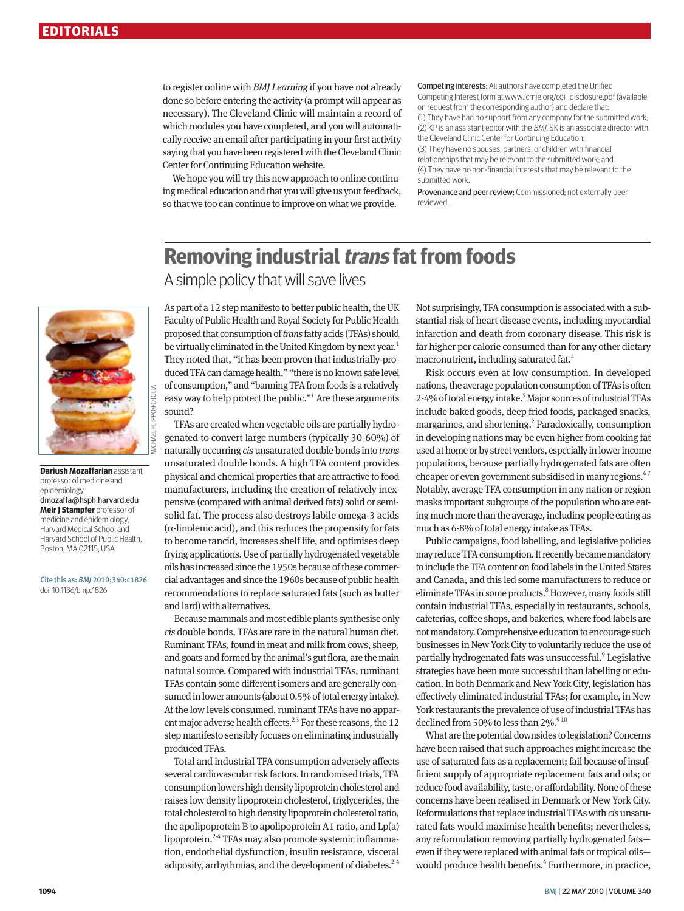to register online with *BMJ Learning* if you have not already done so before entering the activity (a prompt will appear as necessary). The Cleveland Clinic will maintain a record of which modules you have completed, and you will automatically receive an email after participating in your first activity saying that you have been registered with the Cleveland Clinic Center for Continuing Education website.

We hope you will try this new approach to online continuing medical education and that you will give us your feedback, so that we too can continue to improve on what we provide.

**Competing interests:** All authors have completed the Unified Competing Interest form at www.icmje.org/coi_disclosure.pdf (available on request from the corresponding author) and declare that: (1) They have had no support from any company for the submitted work; (2) KP is an assistant editor with the *BMJ*, SK is an associate director with the Cleveland Clinic Center for Continuing Education; (3) They have no spouses, partners, or children with financial relationships that may be relevant to the submitted work; and (4) They have no non-financial interests that may be relevant to the submitted work.

**Provenance and peer review:** Commissioned; not externally peer reviewed.

# Removing industrial *trans* fat from foods

## A simple policy that will save lives

MICHAEL FLIPPO/FOTOLIA

**Dariush Mozaffarian** assistant professor of medicine and epidemiology
dmozaffa@hsph.harvard.edu
**Meir J Stampfer** professor of medicine and epidemiology, Harvard Medical School and Harvard School of Public Health, Boston, MA 02115, USA

Cite this as: *BMJ* 2010;340:c1826
doi: 10.1136/bmj.c1826

As part of a 12 step manifesto to better public health, the UK Faculty of Public Health and Royal Society for Public Health proposed that consumption of *trans* fatty acids (TFAs) should be virtually eliminated in the United Kingdom by next year.[1] They noted that, "it has been proven that industrially-produced TFA can damage health," "there is no known safe level of consumption," and "banning TFA from foods is a relatively easy way to help protect the public."[1] Are these arguments sound?

TFAs are created when vegetable oils are partially hydrogenated to convert large numbers (typically 30-60%) of naturally occurring *cis* unsaturated double bonds into *trans* unsaturated double bonds. A high TFA content provides physical and chemical properties that are attractive to food manufacturers, including the creation of relatively inexpensive (compared with animal derived fats) solid or semisolid fat. The process also destroys labile omega-3 acids (α-linolenic acid), and this reduces the propensity for fats to become rancid, increases shelf life, and optimises deep frying applications. Use of partially hydrogenated vegetable oils has increased since the 1950s because of these commercial advantages and since the 1960s because of public health recommendations to replace saturated fats (such as butter and lard) with alternatives.

Because mammals and most edible plants synthesise only *cis* double bonds, TFAs are rare in the natural human diet. Ruminant TFAs, found in meat and milk from cows, sheep, and goats and formed by the animal's gut flora, are the main natural source. Compared with industrial TFAs, ruminant TFAs contain some different isomers and are generally consumed in lower amounts (about 0.5% of total energy intake). At the low levels consumed, ruminant TFAs have no apparent major adverse health effects.[2 3] For these reasons, the 12 step manifesto sensibly focuses on eliminating industrially produced TFAs.

Total and industrial TFA consumption adversely affects several cardiovascular risk factors. In randomised trials, TFA consumption lowers high density lipoprotein cholesterol and raises low density lipoprotein cholesterol, triglycerides, the total cholesterol to high density lipoprotein cholesterol ratio, the apolipoprotein B to apolipoprotein A1 ratio, and Lp(a) lipoprotein.[2-4] TFAs may also promote systemic inflammation, endothelial dysfunction, insulin resistance, visceral adiposity, arrhythmias, and the development of diabetes.[2-4] Not surprisingly, TFA consumption is associated with a substantial risk of heart disease events, including myocardial infarction and death from coronary disease. This risk is far higher per calorie consumed than for any other dietary macronutrient, including saturated fat.[4]

Risk occurs even at low consumption. In developed nations, the average population consumption of TFAs is often 2-4% of total energy intake.[5] Major sources of industrial TFAs include baked goods, deep fried foods, packaged snacks, margarines, and shortening.[2] Paradoxically, consumption in developing nations may be even higher from cooking fat used at home or by street vendors, especially in lower income populations, because partially hydrogenated fats are often cheaper or even government subsidised in many regions.[6 7] Notably, average TFA consumption in any nation or region masks important subgroups of the population who are eating much more than the average, including people eating as much as 6-8% of total energy intake as TFAs.

Public campaigns, food labelling, and legislative policies may reduce TFA consumption. It recently became mandatory to include the TFA content on food labels in the United States and Canada, and this led some manufacturers to reduce or eliminate TFAs in some products.[8] However, many foods still contain industrial TFAs, especially in restaurants, schools, cafeterias, coffee shops, and bakeries, where food labels are not mandatory. Comprehensive education to encourage such businesses in New York City to voluntarily reduce the use of partially hydrogenated fats was unsuccessful.[9] Legislative strategies have been more successful than labelling or education. In both Denmark and New York City, legislation has effectively eliminated industrial TFAs; for example, in New York restaurants the prevalence of use of industrial TFAs has declined from 50% to less than 2%.[9 10]

What are the potential downsides to legislation? Concerns have been raised that such approaches might increase the use of saturated fats as a replacement; fail because of insufficient supply of appropriate replacement fats and oils; or reduce food availability, taste, or affordability. None of these concerns have been realised in Denmark or New York City. Reformulations that replace industrial TFAs with *cis* unsaturated fats would maximise health benefits; nevertheless, any reformulation removing partially hydrogenated fats—even if they were replaced with animal fats or tropical oils—would produce health benefits.[4] Furthermore, in practice,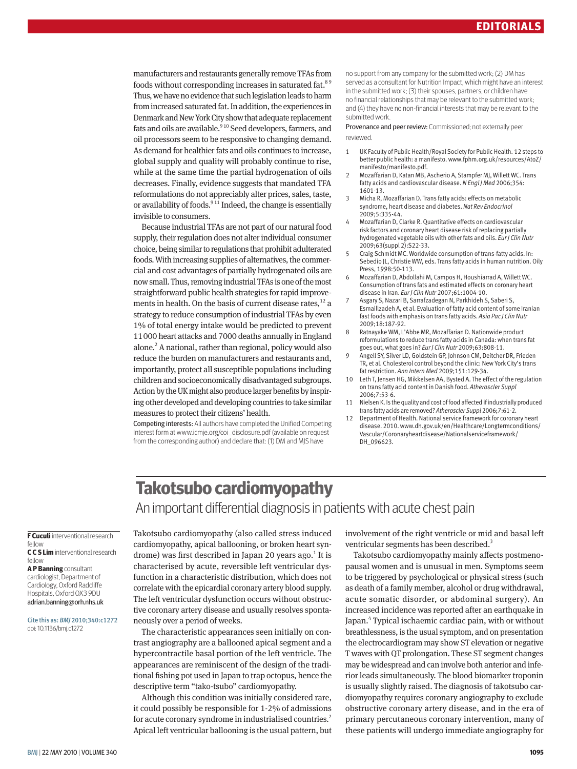manufacturers and restaurants generally remove TFAs from foods without corresponding increases in saturated fat.[8 9] Thus, we have no evidence that such legislation leads to harm from increased saturated fat. In addition, the experiences in Denmark and New York City show that adequate replacement fats and oils are available.[9 10] Seed developers, farmers, and oil processors seem to be responsive to changing demand. As demand for healthier fats and oils continues to increase, global supply and quality will probably continue to rise, while at the same time the partial hydrogenation of oils decreases. Finally, evidence suggests that mandated TFA reformulations do not appreciably alter prices, sales, taste, or availability of foods.[9 11] Indeed, the change is essentially invisible to consumers.

Because industrial TFAs are not part of our natural food supply, their regulation does not alter individual consumer choice, being similar to regulations that prohibit adulterated foods. With increasing supplies of alternatives, the commercial and cost advantages of partially hydrogenated oils are now small. Thus, removing industrial TFAs is one of the most straightforward public health strategies for rapid improvements in health. On the basis of current disease rates,[12] a strategy to reduce consumption of industrial TFAs by even 1% of total energy intake would be predicted to prevent 11 000 heart attacks and 7000 deaths annually in England alone.[2] A national, rather than regional, policy would also reduce the burden on manufacturers and restaurants and, importantly, protect all susceptible populations including children and socioeconomically disadvantaged subgroups. Action by the UK might also produce larger benefits by inspiring other developed and developing countries to take similar measures to protect their citizens' health.

**Competing interests:** All authors have completed the Unified Competing Interest form at www.icmje.org/coi_disclosure.pdf (available on request from the corresponding author) and declare that: (1) DM and MJS have no support from any company for the submitted work; (2) DM has served as a consultant for Nutrition Impact, which might have an interest in the submitted work; (3) their spouses, partners, or children have no financial relationships that may be relevant to the submitted work; and (4) they have no non-financial interests that may be relevant to the submitted work.

**Provenance and peer review:** Commissioned; not externally peer reviewed.

1. UK Faculty of Public Health/Royal Society for Public Health. 12 steps to better public health: a manifesto. www.fphm.org.uk/resources/AtoZ/manifesto/manifesto.pdf.
2. Mozaffarian D, Katan MB, Ascherio A, Stampfer MJ, Willett WC. Trans fatty acids and cardiovascular disease. *N Engl J Med* 2006;354:1601-13.
3. Micha R, Mozaffarian D. Trans fatty acids: effects on metabolic syndrome, heart disease and diabetes. *Nat Rev Endocrinol* 2009;5:335-44.
4. Mozaffarian D, Clarke R. Quantitative effects on cardiovascular risk factors and coronary heart disease risk of replacing partially hydrogenated vegetable oils with other fats and oils. *Eur J Clin Nutr* 2009;63(suppl 2):S22-33.
5. Craig-Schmidt MC. Worldwide consumption of trans-fatty acids. In: Sebedio JL, Christie WW, eds. Trans fatty acids in human nutrition. Oily Press, 1998:50-113.
6. Mozaffarian D, Abdollahi M, Campos H, Houshiarrad A, Willett WC. Consumption of trans fats and estimated effects on coronary heart disease in Iran. *Eur J Clin Nutr* 2007;61:1004-10.
7. Asgary S, Nazari B, Sarrafzadegan N, Parkhideh S, Saberi S, Esmaillzadeh A, et al. Evaluation of fatty acid content of some Iranian fast foods with emphasis on trans fatty acids. *Asia Pac J Clin Nutr* 2009;18:187-92.
8. Ratnayake WM, L'Abbe MR, Mozaffarian D. Nationwide product reformulations to reduce trans fatty acids in Canada: when trans fat goes out, what goes in? *Eur J Clin Nutr* 2009;63:808-11.
9. Angell SY, Silver LD, Goldstein GP, Johnson CM, Deitcher DR, Frieden TR, et al. Cholesterol control beyond the clinic: New York City's trans fat restriction. *Ann Intern Med* 2009;151:129-34.
10. Leth T, Jensen HG, Mikkelsen AA, Bysted A. The effect of the regulation on trans fatty acid content in Danish food. *Atheroscler Suppl* 2006;7:53-6.
11. Nielsen K. Is the quality and cost of food affected if industrially produced trans fatty acids are removed? *Atheroscler Suppl* 2006;7:61-2.
12. Department of Health. National service framework for coronary heart disease. 2010. www.dh.gov.uk/en/Healthcare/Longtermconditions/Vascular/Coronaryheartdisease/Nationalserviceframework/DH_096623.

# Takotsubo cardiomyopathy

## An important differential diagnosis in patients with acute chest pain

**F Cuculi** interventional research fellow
**C C S Lim** interventional research fellow
**A P Banning** consultant cardiologist, Department of Cardiology, Oxford Radcliffe Hospitals, Oxford OX3 9DU
adrian.banning@orh.nhs.uk

Cite this as: *BMJ* 2010;340:c1272
doi: 10.1136/bmj.c1272

Takotsubo cardiomyopathy (also called stress induced cardiomyopathy, apical ballooning, or broken heart syndrome) was first described in Japan 20 years ago.[1] It is characterised by acute, reversible left ventricular dysfunction in a characteristic distribution, which does not correlate with the epicardial coronary artery blood supply. The left ventricular dysfunction occurs without obstructive coronary artery disease and usually resolves spontaneously over a period of weeks.

The characteristic appearances seen initially on contrast angiography are a ballooned apical segment and a hypercontractile basal portion of the left ventricle. The appearances are reminiscent of the design of the traditional fishing pot used in Japan to trap octopus, hence the descriptive term "tako-tsubo" cardiomyopathy.

Although this condition was initially considered rare, it could possibly be responsible for 1-2% of admissions for acute coronary syndrome in industrialised countries.[2] Apical left ventricular ballooning is the usual pattern, but involvement of the right ventricle or mid and basal left ventricular segments has been described.[3]

Takotsubo cardiomyopathy mainly affects postmenopausal women and is unusual in men. Symptoms seem to be triggered by psychological or physical stress (such as death of a family member, alcohol or drug withdrawal, acute somatic disorder, or abdominal surgery). An increased incidence was reported after an earthquake in Japan.[4] Typical ischaemic cardiac pain, with or without breathlessness, is the usual symptom, and on presentation the electrocardiogram may show ST elevation or negative T waves with QT prolongation. These ST segment changes may be widespread and can involve both anterior and inferior leads simultaneously. The blood biomarker troponin is usually slightly raised. The diagnosis of takotsubo cardiomyopathy requires coronary angiography to exclude obstructive coronary artery disease, and in the era of primary percutaneous coronary intervention, many of these patients will undergo immediate angiography for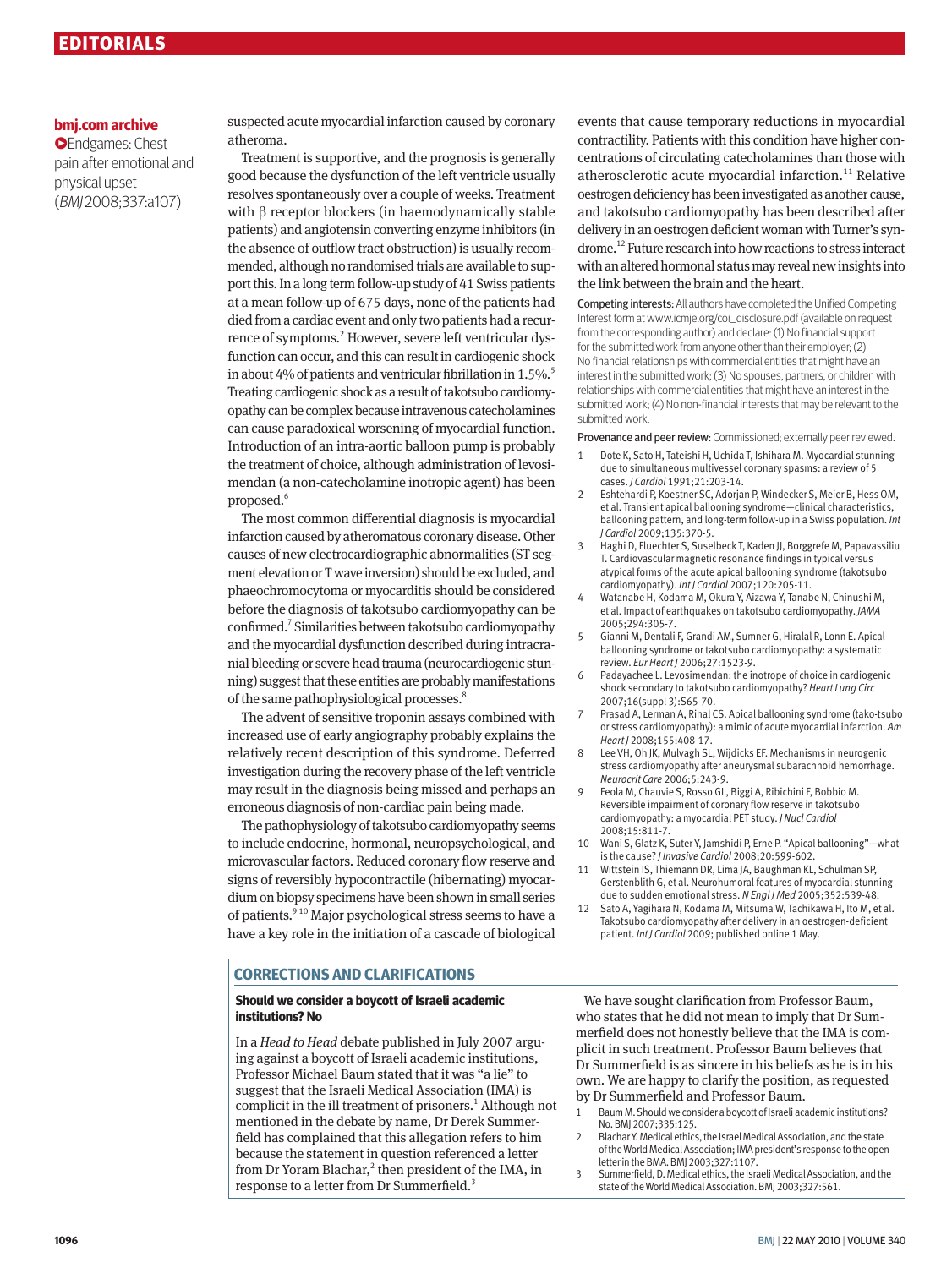**bmj.com archive**

Endgames: Chest pain after emotional and physical upset (*BMJ* 2008;337:a107)

suspected acute myocardial infarction caused by coronary atheroma.

Treatment is supportive, and the prognosis is generally good because the dysfunction of the left ventricle usually resolves spontaneously over a couple of weeks. Treatment with β receptor blockers (in haemodynamically stable patients) and angiotensin converting enzyme inhibitors (in the absence of outflow tract obstruction) is usually recommended, although no randomised trials are available to support this. In a long term follow-up study of 41 Swiss patients at a mean follow-up of 675 days, none of the patients had died from a cardiac event and only two patients had a recurrence of symptoms.[2] However, severe left ventricular dysfunction can occur, and this can result in cardiogenic shock in about 4% of patients and ventricular fibrillation in 1.5%.[5] Treating cardiogenic shock as a result of takotsubo cardiomyopathy can be complex because intravenous catecholamines can cause paradoxical worsening of myocardial function. Introduction of an intra-aortic balloon pump is probably the treatment of choice, although administration of levosimendan (a non-catecholamine inotropic agent) has been proposed.[6]

The most common differential diagnosis is myocardial infarction caused by atheromatous coronary disease. Other causes of new electrocardiographic abnormalities (ST segment elevation or T wave inversion) should be excluded, and phaeochromocytoma or myocarditis should be considered before the diagnosis of takotsubo cardiomyopathy can be confirmed.[7] Similarities between takotsubo cardiomyopathy and the myocardial dysfunction described during intracranial bleeding or severe head trauma (neurocardiogenic stunning) suggest that these entities are probably manifestations of the same pathophysiological processes.[8]

The advent of sensitive troponin assays combined with increased use of early angiography probably explains the relatively recent description of this syndrome. Deferred investigation during the recovery phase of the left ventricle may result in the diagnosis being missed and perhaps an erroneous diagnosis of non-cardiac pain being made.

The pathophysiology of takotsubo cardiomyopathy seems to include endocrine, hormonal, neuropsychological, and microvascular factors. Reduced coronary flow reserve and signs of reversibly hypocontractile (hibernating) myocardium on biopsy specimens have been shown in small series of patients.[9,10] Major psychological stress seems to have a have a key role in the initiation of a cascade of biological events that cause temporary reductions in myocardial contractility. Patients with this condition have higher concentrations of circulating catecholamines than those with atherosclerotic acute myocardial infarction.[11] Relative oestrogen deficiency has been investigated as another cause, and takotsubo cardiomyopathy has been described after delivery in an oestrogen deficient woman with Turner's syndrome.[12] Future research into how reactions to stress interact with an altered hormonal status may reveal new insights into the link between the brain and the heart.

**Competing interests:** All authors have completed the Unified Competing Interest form at www.icmje.org/coi_disclosure.pdf (available on request from the corresponding author) and declare: (1) No financial support for the submitted work from anyone other than their employer; (2) No financial relationships with commercial entities that might have an interest in the submitted work; (3) No spouses, partners, or children with relationships with commercial entities that might have an interest in the submitted work; (4) No non-financial interests that may be relevant to the submitted work.

**Provenance and peer review:** Commissioned; externally peer reviewed.

1. Dote K, Sato H, Tateishi H, Uchida T, Ishihara M. Myocardial stunning due to simultaneous multivessel coronary spasms: a review of 5 cases. *J Cardiol* 1991;21:203-14.
2. Eshtehardi P, Koestner SC, Adorjan P, Windecker S, Meier B, Hess OM, et al. Transient apical ballooning syndrome—clinical characteristics, ballooning pattern, and long-term follow-up in a Swiss population. *Int J Cardiol* 2009;135:370-5.
3. Haghi D, Fluechter S, Suselbeck T, Kaden JJ, Borggrefe M, Papavassiliu T. Cardiovascular magnetic resonance findings in typical versus atypical forms of the acute apical ballooning syndrome (takotsubo cardiomyopathy). *Int J Cardiol* 2007;120:205-11.
4. Watanabe H, Kodama M, Okura Y, Aizawa Y, Tanabe N, Chinushi M, et al. Impact of earthquakes on takotsubo cardiomyopathy. *JAMA* 2005;294:305-7.
5. Gianni M, Dentali F, Grandi AM, Sumner G, Hiralal R, Lonn E. Apical ballooning syndrome or takotsubo cardiomyopathy: a systematic review. *Eur Heart J* 2006;27:1523-9.
6. Padayachee L. Levosimendan: the inotrope of choice in cardiogenic shock secondary to takotsubo cardiomyopathy? *Heart Lung Circ* 2007;16(suppl 3):S65-70.
7. Prasad A, Lerman A, Rihal CS. Apical ballooning syndrome (tako-tsubo or stress cardiomyopathy): a mimic of acute myocardial infarction. *Am Heart J* 2008;155:408-17.
8. Lee VH, Oh JK, Mulvagh SL, Wijdicks EF. Mechanisms in neurogenic stress cardiomyopathy after aneurysmal subarachnoid hemorrhage. *Neurocrit Care* 2006;5:243-9.
9. Feola M, Chauvie S, Rosso GL, Biggi A, Ribichini F, Bobbio M. Reversible impairment of coronary flow reserve in takotsubo cardiomyopathy: a myocardial PET study. *J Nucl Cardiol* 2008;15:811-7.
10. Wani S, Glatz K, Suter Y, Jamshidi P, Erne P. "Apical ballooning"—what is the cause? *J Invasive Cardiol* 2008;20:599-602.
11. Wittstein IS, Thiemann DR, Lima JA, Baughman KL, Schulman SP, Gerstenblith G, et al. Neurohumoral features of myocardial stunning due to sudden emotional stress. *N Engl J Med* 2005;352:539-48.
12. Sato A, Yagihara N, Kodama M, Mitsuma W, Tachikawa H, Ito M, et al. Takotsubo cardiomyopathy after delivery in an oestrogen-deficient patient. *Int J Cardiol* 2009; published online 1 May.

## CORRECTIONS AND CLARIFICATIONS

### Should we consider a boycott of Israeli academic institutions? No

In a *Head to Head* debate published in July 2007 arguing against a boycott of Israeli academic institutions, Professor Michael Baum stated that it was "a lie" to suggest that the Israeli Medical Association (IMA) is complicit in the ill treatment of prisoners.[1] Although not mentioned in the debate by name, Dr Derek Summerfield has complained that this allegation refers to him because the statement in question referenced a letter from Dr Yoram Blachar,[2] then president of the IMA, in response to a letter from Dr Summerfield.[3]

We have sought clarification from Professor Baum, who states that he did not mean to imply that Dr Summerfield does not honestly believe that the IMA is complicit in such treatment. Professor Baum believes that Dr Summerfield is as sincere in his beliefs as he is in his own. We are happy to clarify the position, as requested by Dr Summerfield and Professor Baum.

1. Baum M. Should we consider a boycott of Israeli academic institutions? No. BMJ 2007;335:125.
2. Blachar Y. Medical ethics, the Israel Medical Association, and the state of the World Medical Association; IMA president's response to the open letter in the BMA. BMJ 2003;327:1107.
3. Summerfield, D. Medical ethics, the Israeli Medical Association, and the state of the World Medical Association. BMJ 2003;327:561.